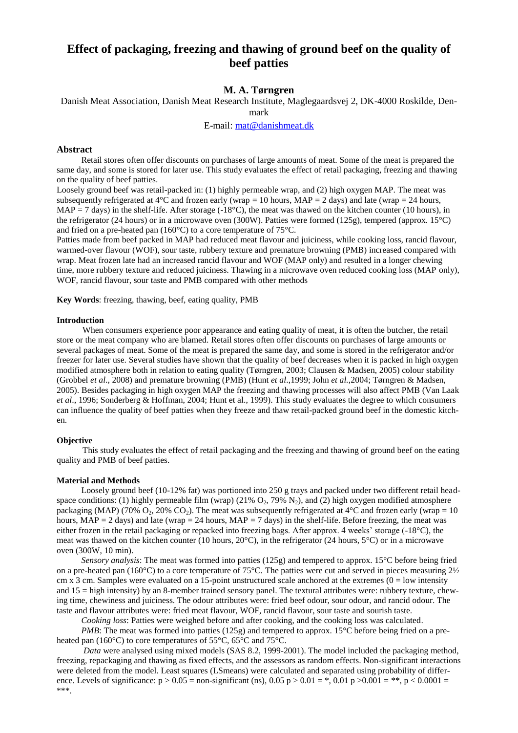# Effect of packaging, freezing and thawing of ground beef on the quality of beef patties

**M. A. Tørngren**

Danish Meat Association, Danish Meat Research Institute, Maglegaardsvej 2, DK-4000 Roskilde, Denmark

E-mail: mat@danishmeat.dk

## Abstract

Retail stores often offer discounts on purchases of large amounts of meat. Some of the meat is prepared the same day, and some is stored for later use. This study evaluates the effect of retail packaging, freezing and thawing on the quality of beef patties.

Loosely ground beef was retail-packed in: (1) highly permeable wrap, and (2) high oxygen MAP. The meat was subsequently refrigerated at 4°C and frozen early (wrap = 10 hours, MAP = 2 days) and late (wrap = 24 hours, MAP = 7 days) in the shelf-life. After storage (-18°C), the meat was thawed on the kitchen counter (10 hours), in the refrigerator (24 hours) or in a microwave oven (300W). Patties were formed (125g), tempered (approx. 15°C) and fried on a pre-heated pan (160°C) to a core temperature of 75°C.

Patties made from beef packed in MAP had reduced meat flavour and juiciness, while cooking loss, rancid flavour, warmed-over flavour (WOF), sour taste, rubbery texture and premature browning (PMB) increased compared with wrap. Meat frozen late had an increased rancid flavour and WOF (MAP only) and resulted in a longer chewing time, more rubbery texture and reduced juiciness. Thawing in a microwave oven reduced cooking loss (MAP only), WOF, rancid flavour, sour taste and PMB compared with other methods

**Key Words**: freezing, thawing, beef, eating quality, PMB

### Introduction

When consumers experience poor appearance and eating quality of meat, it is often the butcher, the retail store or the meat company who are blamed. Retail stores often offer discounts on purchases of large amounts or several packages of meat. Some of the meat is prepared the same day, and some is stored in the refrigerator and/or freezer for later use. Several studies have shown that the quality of beef decreases when it is packed in high oxygen modified atmosphere both in relation to eating quality (Tørngren, 2003; Clausen & Madsen, 2005) colour stability (Grobbel *et al*., 2008) and premature browning (PMB) (Hunt *et al*.,1999; John *et al.*,2004; Tørngren & Madsen, 2005). Besides packaging in high oxygen MAP the freezing and thawing processes will also affect PMB (Van Laak *et al*., 1996; Sonderberg & Hoffman, 2004; Hunt et al., 1999). This study evaluates the degree to which consumers can influence the quality of beef patties when they freeze and thaw retail-packed ground beef in the domestic kitchen.

### Objective

This study evaluates the effect of retail packaging and the freezing and thawing of ground beef on the eating quality and PMB of beef patties.

### Material and Methods

Loosely ground beef (10-12% fat) was portioned into 250 g trays and packed under two different retail headspace conditions: (1) highly permeable film (wrap) (21% $O_2$, 79% $N_2$), and (2) high oxygen modified atmosphere packaging (MAP) (70% $O_2$, 20% $CO_2$). The meat was subsequently refrigerated at 4°C and frozen early (wrap = 10 hours, MAP = 2 days) and late (wrap = 24 hours, MAP = 7 days) in the shelf-life. Before freezing, the meat was either frozen in the retail packaging or repacked into freezing bags. After approx. 4 weeks' storage (-18°C), the meat was thawed on the kitchen counter (10 hours, 20°C), in the refrigerator (24 hours, 5°C) or in a microwave oven (300W, 10 min).

*Sensory analysis*: The meat was formed into patties (125g) and tempered to approx. 15°C before being fried on a pre-heated pan (160°C) to a core temperature of 75°C. The patties were cut and served in pieces measuring 2½ cm x 3 cm. Samples were evaluated on a 15-point unstructured scale anchored at the extremes (0 = low intensity and 15 = high intensity) by an 8-member trained sensory panel. The textural attributes were: rubbery texture, chewing time, chewiness and juiciness. The odour attributes were: fried beef odour, sour odour, and rancid odour. The taste and flavour attributes were: fried meat flavour, WOF, rancid flavour, sour taste and sourish taste.

*Cooking loss*: Patties were weighed before and after cooking, and the cooking loss was calculated.

*PMB*: The meat was formed into patties (125g) and tempered to approx. 15°C before being fried on a pre-heated pan (160°C) to core temperatures of 55°C, 65°C and 75°C.

*Data* were analysed using mixed models (SAS 8.2, 1999-2001). The model included the packaging method, freezing, repackaging and thawing as fixed effects, and the assessors as random effects. Non-significant interactions were deleted from the model. Least squares (LSmeans) were calculated and separated using probability of difference. Levels of significance: $p > 0.05$ = non-significant (ns), $0.05\ p > 0.01$ = *, $0.01\ p > 0.001$ = **, $p < 0.0001$ = ***.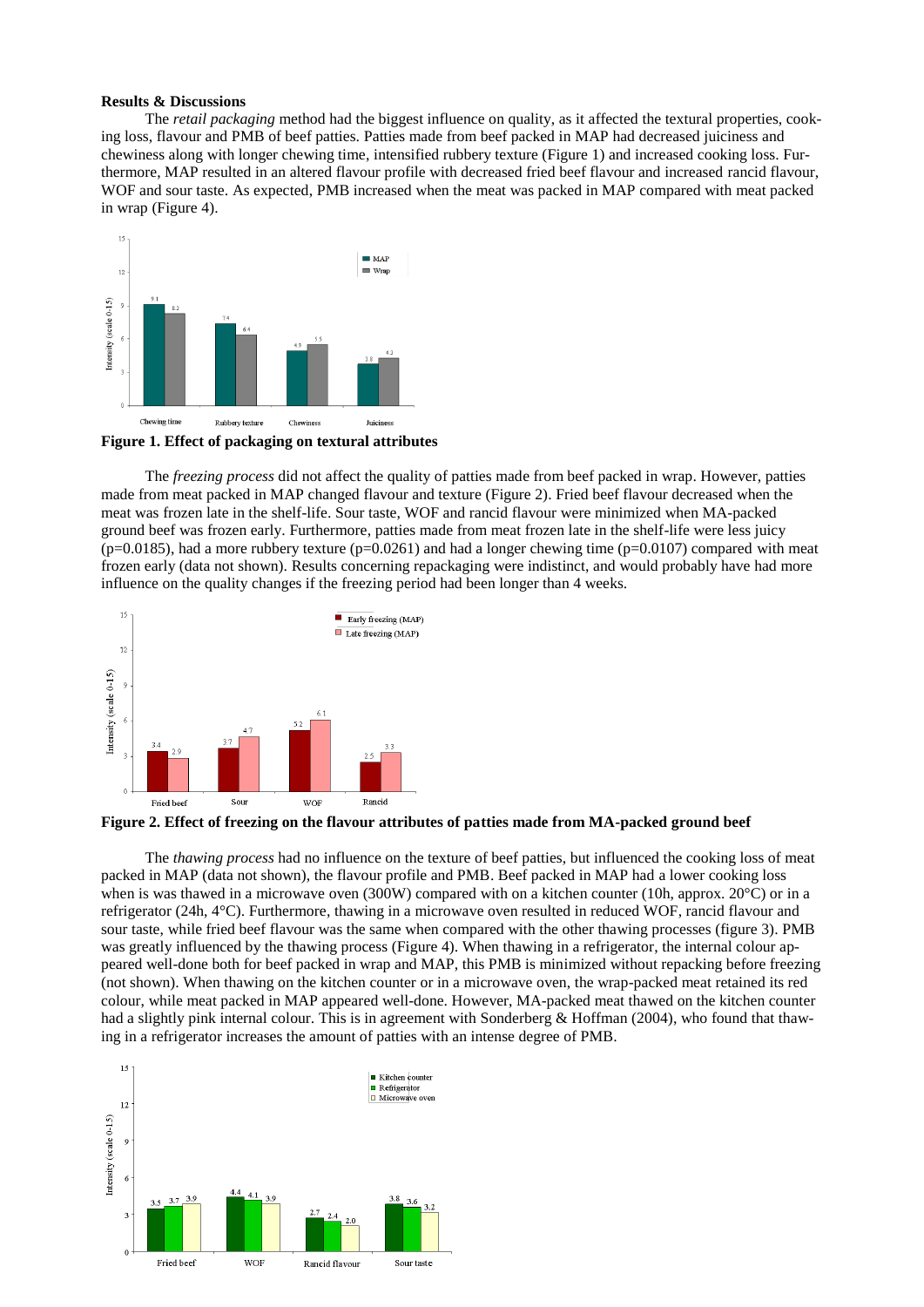**Results & Discussions**

The *retail packaging* method had the biggest influence on quality, as it affected the textural properties, cooking loss, flavour and PMB of beef patties. Patties made from beef packed in MAP had decreased juiciness and chewiness along with longer chewing time, intensified rubbery texture (Figure 1) and increased cooking loss. Furthermore, MAP resulted in an altered flavour profile with decreased fried beef flavour and increased rancid flavour, WOF and sour taste. As expected, PMB increased when the meat was packed in MAP compared with meat packed in wrap (Figure 4).

15
12
9
6
3
0
Intensity (scale 0-15)
MAP
Wrap
9.1
8.3
7.4
6.4
4.9
5.5
3.8
4.3
Chewing time
Rubbery texture
Chewiness
Juiciness

**Figure 1. Effect of packaging on textural attributes**

The *freezing process* did not affect the quality of patties made from beef packed in wrap. However, patties made from meat packed in MAP changed flavour and texture (Figure 2). Fried beef flavour decreased when the meat was frozen late in the shelf-life. Sour taste, WOF and rancid flavour were minimized when MA-packed ground beef was frozen early. Furthermore, patties made from meat frozen late in the shelf-life were less juicy ($p=0.0185$), had a more rubbery texture ($p=0.0261$) and had a longer chewing time ($p=0.0107$) compared with meat frozen early (data not shown). Results concerning repackaging were indistinct, and would probably have had more influence on the quality changes if the freezing period had been longer than 4 weeks.

15
12
9
6
3
0
Intensity (scale 0-15)
Early freezing (MAP)
Late freezing (MAP)
3.4
2.9
3.7
4.7
5.2
6.1
2.5
3.3
Fried beef
Sour
WOF
Rancid

**Figure 2. Effect of freezing on the flavour attributes of patties made from MA-packed ground beef**

The *thawing process* had no influence on the texture of beef patties, but influenced the cooking loss of meat packed in MAP (data not shown), the flavour profile and PMB. Beef packed in MAP had a lower cooking loss when is was thawed in a microwave oven (300W) compared with on a kitchen counter (10h, approx. 20°C) or in a refrigerator (24h, 4°C). Furthermore, thawing in a microwave oven resulted in reduced WOF, rancid flavour and sour taste, while fried beef flavour was the same when compared with the other thawing processes (figure 3). PMB was greatly influenced by the thawing process (Figure 4). When thawing in a refrigerator, the internal colour appeared well-done both for beef packed in wrap and MAP, this PMB is minimized without repacking before freezing (not shown). When thawing on the kitchen counter or in a microwave oven, the wrap-packed meat retained its red colour, while meat packed in MAP appeared well-done. However, MA-packed meat thawed on the kitchen counter had a slightly pink internal colour. This is in agreement with Sonderberg & Hoffman (2004), who found that thawing in a refrigerator increases the amount of patties with an intense degree of PMB.

15
12
9
6
3
0
Intensity (scale 0-15)
Kitchen counter
Refrigerator
Microwave oven
3.5
3.7
3.9
4.4
4.1
3.9
2.7
2.4
2.0
3.8
3.6
3.2
Fried beef
WOF
Rancid flavour
Sour taste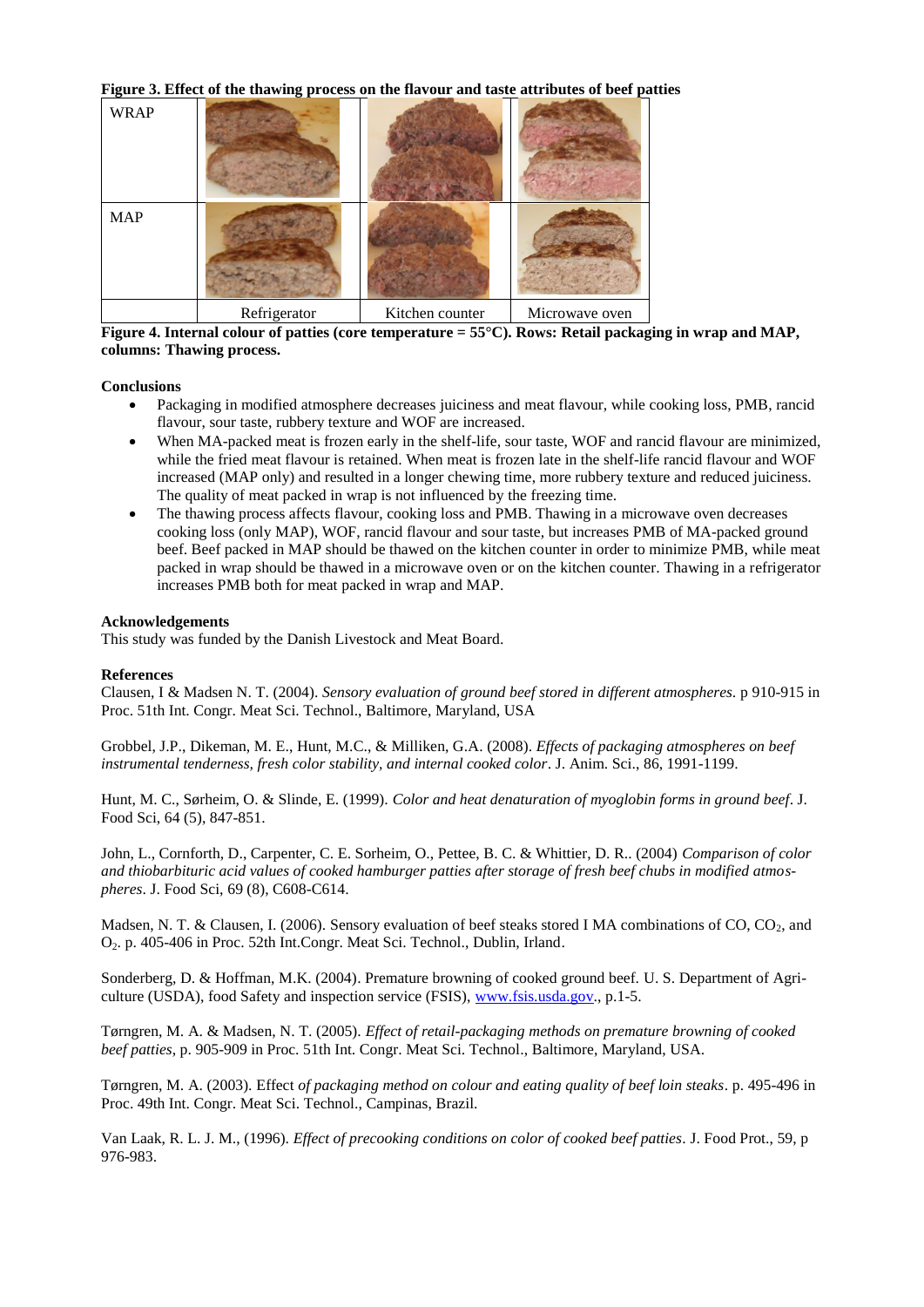**Figure 3. Effect of the thawing process on the flavour and taste attributes of beef patties**

| | | | |
|---|---|---|---|
| WRAP | | | |
| MAP | | | |
| | Refrigerator | Kitchen counter | Microwave oven |

**Figure 4. Internal colour of patties (core temperature = 55°C). Rows: Retail packaging in wrap and MAP, columns: Thawing process.**

**Conclusions**

- Packaging in modified atmosphere decreases juiciness and meat flavour, while cooking loss, PMB, rancid flavour, sour taste, rubbery texture and WOF are increased.
- When MA-packed meat is frozen early in the shelf-life, sour taste, WOF and rancid flavour are minimized, while the fried meat flavour is retained. When meat is frozen late in the shelf-life rancid flavour and WOF increased (MAP only) and resulted in a longer chewing time, more rubbery texture and reduced juiciness. The quality of meat packed in wrap is not influenced by the freezing time.
- The thawing process affects flavour, cooking loss and PMB. Thawing in a microwave oven decreases cooking loss (only MAP), WOF, rancid flavour and sour taste, but increases PMB of MA-packed ground beef. Beef packed in MAP should be thawed on the kitchen counter in order to minimize PMB, while meat packed in wrap should be thawed in a microwave oven or on the kitchen counter. Thawing in a refrigerator increases PMB both for meat packed in wrap and MAP.

**Acknowledgements**

This study was funded by the Danish Livestock and Meat Board.

**References**

Clausen, I & Madsen N. T. (2004). *Sensory evaluation of ground beef stored in different atmospheres*. p 910-915 in Proc. 51th Int. Congr. Meat Sci. Technol., Baltimore, Maryland, USA

Grobbel, J.P., Dikeman, M. E., Hunt, M.C., & Milliken, G.A. (2008). *Effects of packaging atmospheres on beef instrumental tenderness, fresh color stability, and internal cooked color*. J. Anim. Sci., 86, 1991-1199.

Hunt, M. C., Sørheim, O. & Slinde, E. (1999). *Color and heat denaturation of myoglobin forms in ground beef*. J. Food Sci, 64 (5), 847-851.

John, L., Cornforth, D., Carpenter, C. E. Sorheim, O., Pettee, B. C. & Whittier, D. R.. (2004) *Comparison of color and thiobarbituric acid values of cooked hamburger patties after storage of fresh beef chubs in modified atmospheres*. J. Food Sci, 69 (8), C608-C614.

Madsen, N. T. & Clausen, I. (2006). Sensory evaluation of beef steaks stored I MA combinations of CO, $CO_2$, and $O_2$. p. 405-406 in Proc. 52th Int.Congr. Meat Sci. Technol., Dublin, Irland.

Sonderberg, D. & Hoffman, M.K. (2004). Premature browning of cooked ground beef. U. S. Department of Agriculture (USDA), food Safety and inspection service (FSIS), www.fsis.usda.gov., p.1-5.

Tørngren, M. A. & Madsen, N. T. (2005). *Effect of retail-packaging methods on premature browning of cooked beef patties*, p. 905-909 in Proc. 51th Int. Congr. Meat Sci. Technol., Baltimore, Maryland, USA.

Tørngren, M. A. (2003). Effect *of packaging method on colour and eating quality of beef loin steaks*. p. 495-496 in Proc. 49th Int. Congr. Meat Sci. Technol., Campinas, Brazil.

Van Laak, R. L. J. M., (1996). *Effect of precooking conditions on color of cooked beef patties*. J. Food Prot., 59, p 976-983.